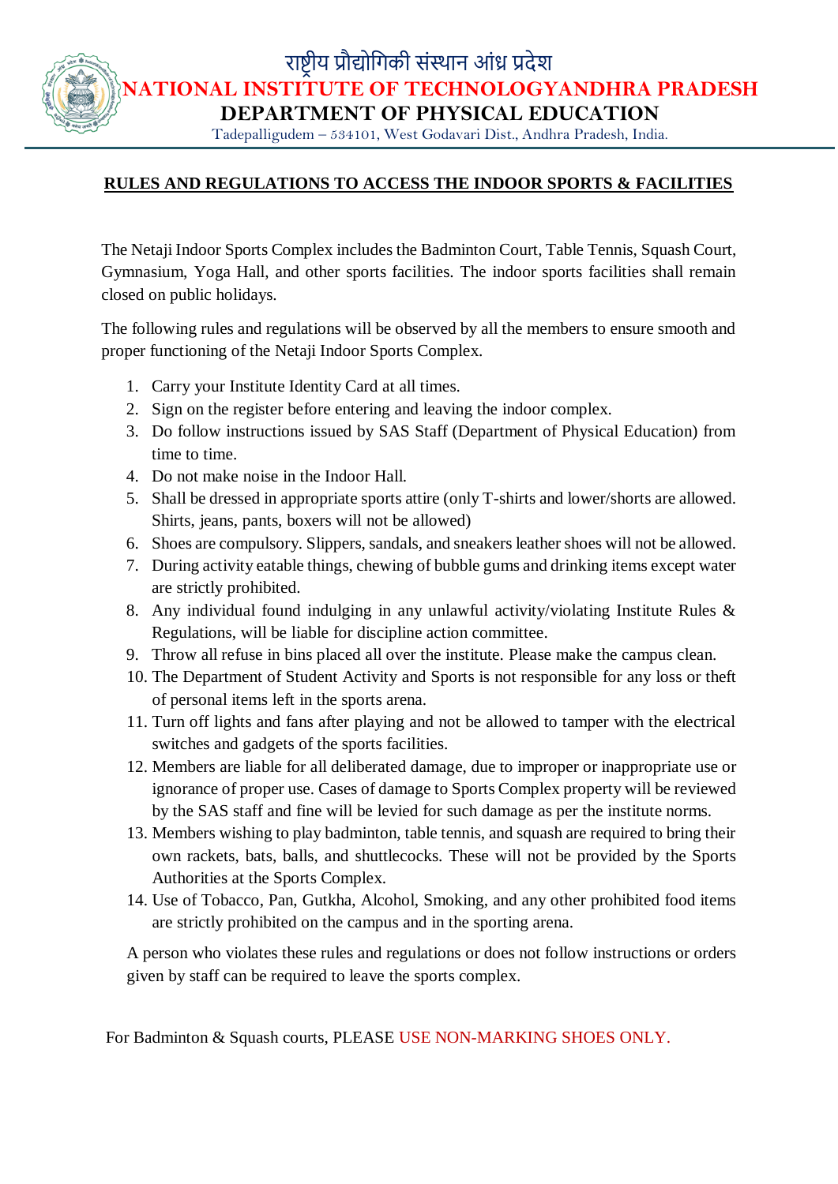# राष्ट्रीय प्रौद्योगिकी संस्थान आंध्र प्रदेश

# NATIONAL INSTITUTE OF TECHNOLOGYANDHRA PRADESH

## DEPARTMENT OF PHYSICAL EDUCATION

Tadepalligudem – 534101, West Godavari Dist., Andhra Pradesh, India.

## RULES AND REGULATIONS TO ACCESS THE INDOOR SPORTS & FACILITIES

The Netaji Indoor Sports Complex includes the Badminton Court, Table Tennis, Squash Court, Gymnasium, Yoga Hall, and other sports facilities. The indoor sports facilities shall remain closed on public holidays.

The following rules and regulations will be observed by all the members to ensure smooth and proper functioning of the Netaji Indoor Sports Complex.

1. Carry your Institute Identity Card at all times.
2. Sign on the register before entering and leaving the indoor complex.
3. Do follow instructions issued by SAS Staff (Department of Physical Education) from time to time.
4. Do not make noise in the Indoor Hall.
5. Shall be dressed in appropriate sports attire (only T-shirts and lower/shorts are allowed. Shirts, jeans, pants, boxers will not be allowed)
6. Shoes are compulsory. Slippers, sandals, and sneakers leather shoes will not be allowed.
7. During activity eatable things, chewing of bubble gums and drinking items except water are strictly prohibited.
8. Any individual found indulging in any unlawful activity/violating Institute Rules & Regulations, will be liable for discipline action committee.
9. Throw all refuse in bins placed all over the institute. Please make the campus clean.
10. The Department of Student Activity and Sports is not responsible for any loss or theft of personal items left in the sports arena.
11. Turn off lights and fans after playing and not be allowed to tamper with the electrical switches and gadgets of the sports facilities.
12. Members are liable for all deliberated damage, due to improper or inappropriate use or ignorance of proper use. Cases of damage to Sports Complex property will be reviewed by the SAS staff and fine will be levied for such damage as per the institute norms.
13. Members wishing to play badminton, table tennis, and squash are required to bring their own rackets, bats, balls, and shuttlecocks. These will not be provided by the Sports Authorities at the Sports Complex.
14. Use of Tobacco, Pan, Gutkha, Alcohol, Smoking, and any other prohibited food items are strictly prohibited on the campus and in the sporting arena.

A person who violates these rules and regulations or does not follow instructions or orders given by staff can be required to leave the sports complex.

For Badminton & Squash courts, PLEASE USE NON-MARKING SHOES ONLY.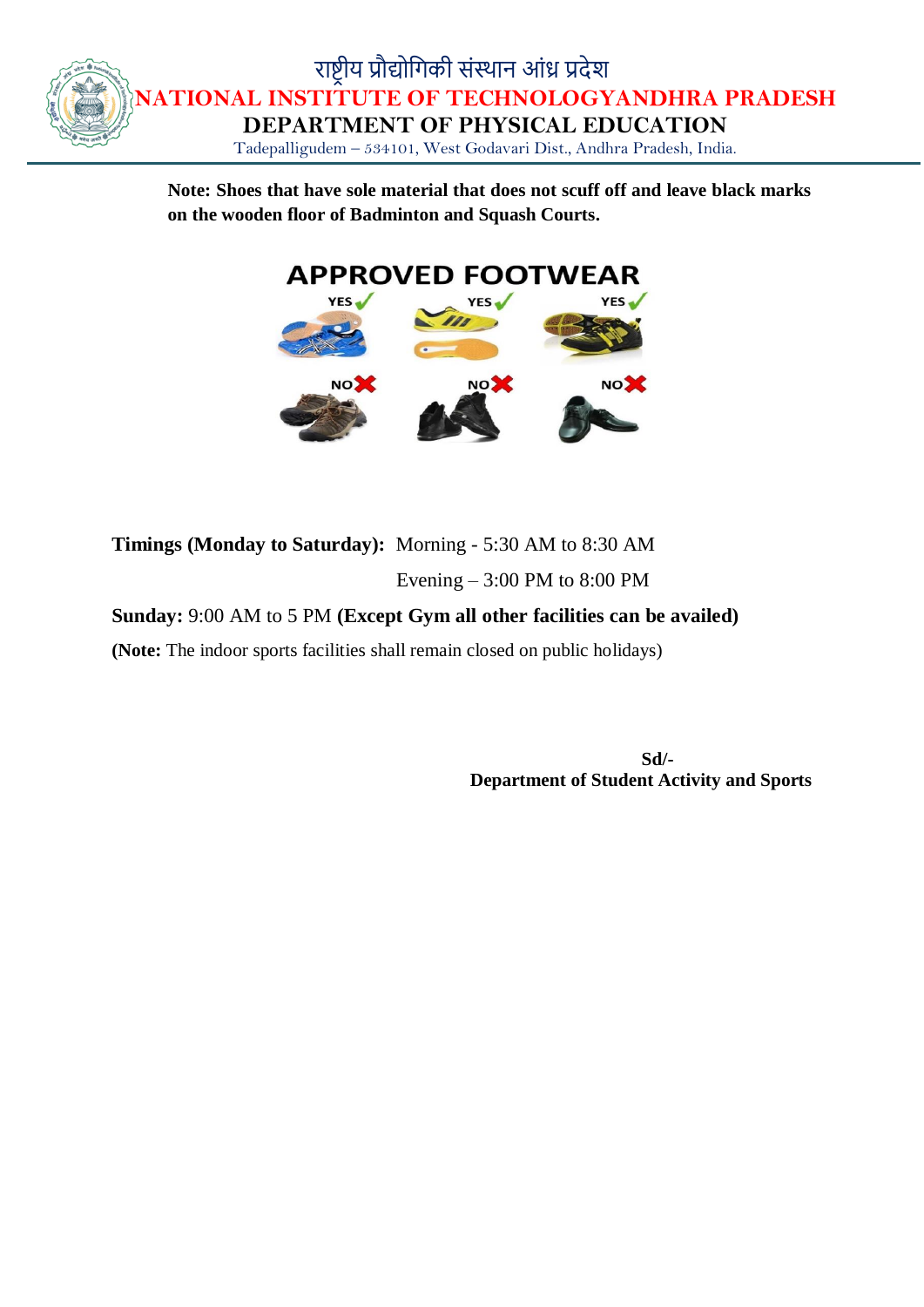राष्ट्रीय प्रौद्योगिकी संस्थान आंध्र प्रदेश

# NATIONAL INSTITUTE OF TECHNOLOGYANDHRA PRADESH

## DEPARTMENT OF PHYSICAL EDUCATION

Tadepalligudem – 534101, West Godavari Dist., Andhra Pradesh, India.

**Note: Shoes that have sole material that does not scuff off and leave black marks on the wooden floor of Badminton and Squash Courts.**

APPROVED FOOTWEAR

YES YES YES

NO NO NO

**Timings (Monday to Saturday):** Morning - 5:30 AM to 8:30 AM

Evening – 3:00 PM to 8:00 PM

**Sunday:** 9:00 AM to 5 PM **(Except Gym all other facilities can be availed)**

**(Note:** The indoor sports facilities shall remain closed on public holidays)

**Sd/-**

**Department of Student Activity and Sports**